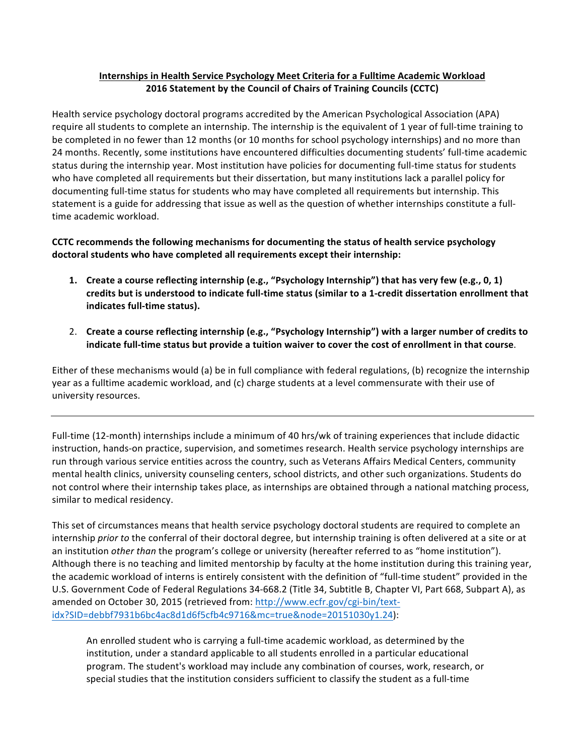**<u>Internships in Health Service Psychology Meet Criteria for a Fulltime Academic Workload</u>**
**2016 Statement by the Council of Chairs of Training Councils (CCTC)**

Health service psychology doctoral programs accredited by the American Psychological Association (APA) require all students to complete an internship. The internship is the equivalent of 1 year of full-time training to be completed in no fewer than 12 months (or 10 months for school psychology internships) and no more than 24 months. Recently, some institutions have encountered difficulties documenting students' full-time academic status during the internship year. Most institution have policies for documenting full-time status for students who have completed all requirements but their dissertation, but many institutions lack a parallel policy for documenting full-time status for students who may have completed all requirements but internship. This statement is a guide for addressing that issue as well as the question of whether internships constitute a full-time academic workload.

**CCTC recommends the following mechanisms for documenting the status of health service psychology doctoral students who have completed all requirements except their internship:**

1. **Create a course reflecting internship (e.g., "Psychology Internship") that has very few (e.g., 0, 1) credits but is understood to indicate full-time status (similar to a 1-credit dissertation enrollment that indicates full-time status).**
2. **Create a course reflecting internship (e.g., "Psychology Internship") with a larger number of credits to indicate full-time status but provide a tuition waiver to cover the cost of enrollment in that course**.

Either of these mechanisms would (a) be in full compliance with federal regulations, (b) recognize the internship year as a fulltime academic workload, and (c) charge students at a level commensurate with their use of university resources.

---

Full-time (12-month) internships include a minimum of 40 hrs/wk of training experiences that include didactic instruction, hands-on practice, supervision, and sometimes research. Health service psychology internships are run through various service entities across the country, such as Veterans Affairs Medical Centers, community mental health clinics, university counseling centers, school districts, and other such organizations. Students do not control where their internship takes place, as internships are obtained through a national matching process, similar to medical residency.

This set of circumstances means that health service psychology doctoral students are required to complete an internship *prior to* the conferral of their doctoral degree, but internship training is often delivered at a site or at an institution *other than* the program's college or university (hereafter referred to as "home institution"). Although there is no teaching and limited mentorship by faculty at the home institution during this training year, the academic workload of interns is entirely consistent with the definition of "full-time student" provided in the U.S. Government Code of Federal Regulations 34-668.2 (Title 34, Subtitle B, Chapter VI, Part 668, Subpart A), as amended on October 30, 2015 (retrieved from: [http://www.ecfr.gov/cgi-bin/text-idx?SID=debbf7931b6bc4ac8d1d6f5cfb4c9716&mc=true&node=20151030y1.24](http://www.ecfr.gov/cgi-bin/text-idx?SID=debbf7931b6bc4ac8d1d6f5cfb4c9716&mc=true&node=20151030y1.24)):

> An enrolled student who is carrying a full-time academic workload, as determined by the institution, under a standard applicable to all students enrolled in a particular educational program. The student's workload may include any combination of courses, work, research, or special studies that the institution considers sufficient to classify the student as a full-time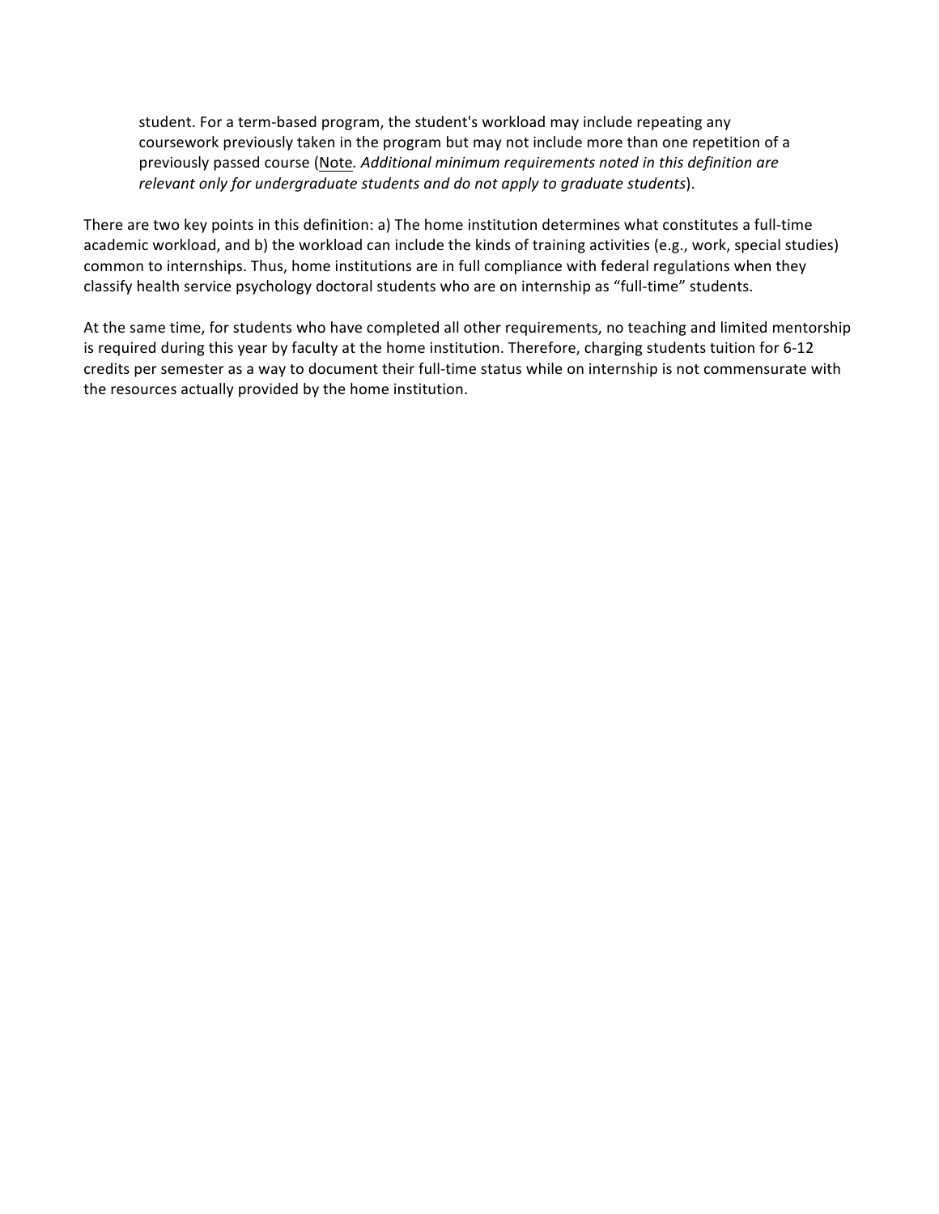> student. For a term-based program, the student's workload may include repeating any coursework previously taken in the program but may not include more than one repetition of a previously passed course (Note. *Additional minimum requirements noted in this definition are relevant only for undergraduate students and do not apply to graduate students*).

There are two key points in this definition: a) The home institution determines what constitutes a full-time academic workload, and b) the workload can include the kinds of training activities (e.g., work, special studies) common to internships. Thus, home institutions are in full compliance with federal regulations when they classify health service psychology doctoral students who are on internship as "full-time" students.

At the same time, for students who have completed all other requirements, no teaching and limited mentorship is required during this year by faculty at the home institution. Therefore, charging students tuition for 6-12 credits per semester as a way to document their full-time status while on internship is not commensurate with the resources actually provided by the home institution.